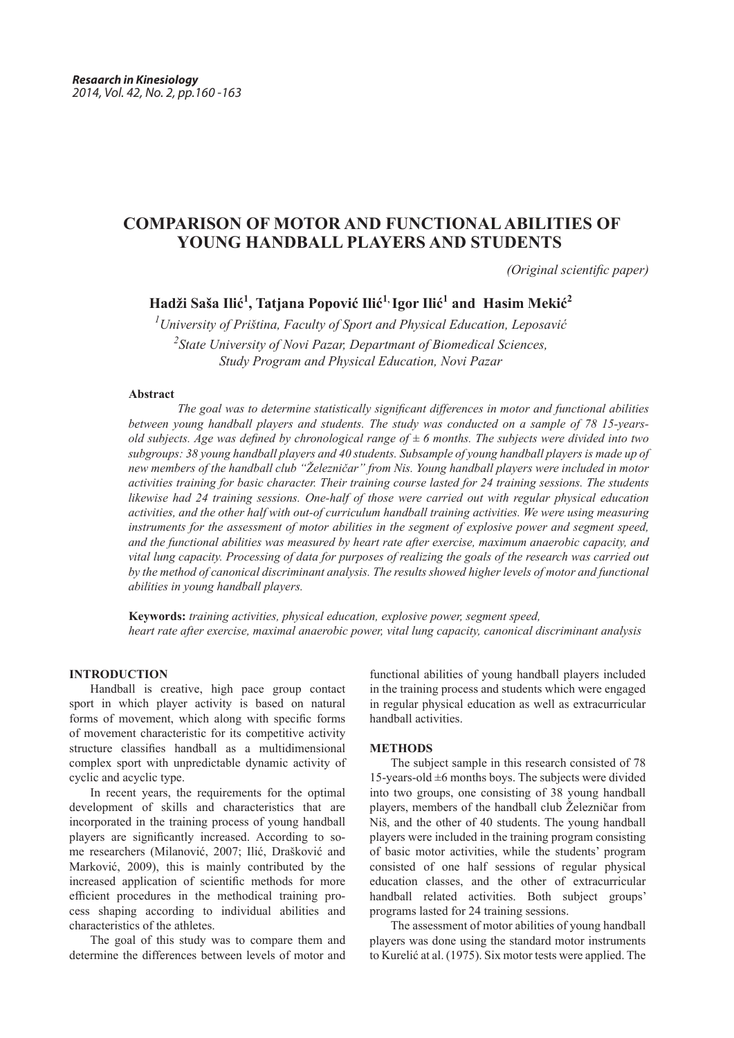# COMPARISON OF MOTOR AND FUNCTIONAL ABILITIES OF YOUNG HANDBALL PLAYERS AND STUDENTS

*(Original scientific paper)*

**Hadži Saša Ilić[1], Tatjana Popović Ilić[1], Igor Ilić[1] and Hasim Mekić[2]**

*[1]University of Priština, Faculty of Sport and Physical Education, Leposavić*
*[2]State University of Novi Pazar, Departmant of Biomedical Sciences, Study Program and Physical Education, Novi Pazar*

### Abstract

*The goal was to determine statistically significant differences in motor and functional abilities between young handball players and students. The study was conducted on a sample of 78 15-years-old subjects. Age was defined by chronological range of ± 6 months. The subjects were divided into two subgroups: 38 young handball players and 40 students. Subsample of young handball players is made up of new members of the handball club "Železničar" from Nis. Young handball players were included in motor activities training for basic character. Their training course lasted for 24 training sessions. The students likewise had 24 training sessions. One-half of those were carried out with regular physical education activities, and the other half with out-of curriculum handball training activities. We were using measuring instruments for the assessment of motor abilities in the segment of explosive power and segment speed, and the functional abilities was measured by heart rate after exercise, maximum anaerobic capacity, and vital lung capacity. Processing of data for purposes of realizing the goals of the research was carried out by the method of canonical discriminant analysis. The results showed higher levels of motor and functional abilities in young handball players.*

**Keywords:** *training activities, physical education, explosive power, segment speed, heart rate after exercise, maximal anaerobic power, vital lung capacity, canonical discriminant analysis*

## INTRODUCTION

Handball is creative, high pace group contact sport in which player activity is based on natural forms of movement, which along with specific forms of movement characteristic for its competitive activity structure classifies handball as a multidimensional complex sport with unpredictable dynamic activity of cyclic and acyclic type.

In recent years, the requirements for the optimal development of skills and characteristics that are incorporated in the training process of young handball players are significantly increased. According to some researchers (Milanović, 2007; Ilić, Drašković and Marković, 2009), this is mainly contributed by the increased application of scientific methods for more efficient procedures in the methodical training process shaping according to individual abilities and characteristics of the athletes.

The goal of this study was to compare them and determine the differences between levels of motor and functional abilities of young handball players included in the training process and students which were engaged in regular physical education as well as extracurricular handball activities.

## METHODS

The subject sample in this research consisted of 78 15-years-old ±6 months boys. The subjects were divided into two groups, one consisting of 38 young handball players, members of the handball club Železničar from Niš, and the other of 40 students. The young handball players were included in the training program consisting of basic motor activities, while the students' program consisted of one half sessions of regular physical education classes, and the other of extracurricular handball related activities. Both subject groups' programs lasted for 24 training sessions.

The assessment of motor abilities of young handball players was done using the standard motor instruments to Kurelić at al. (1975). Six motor tests were applied. The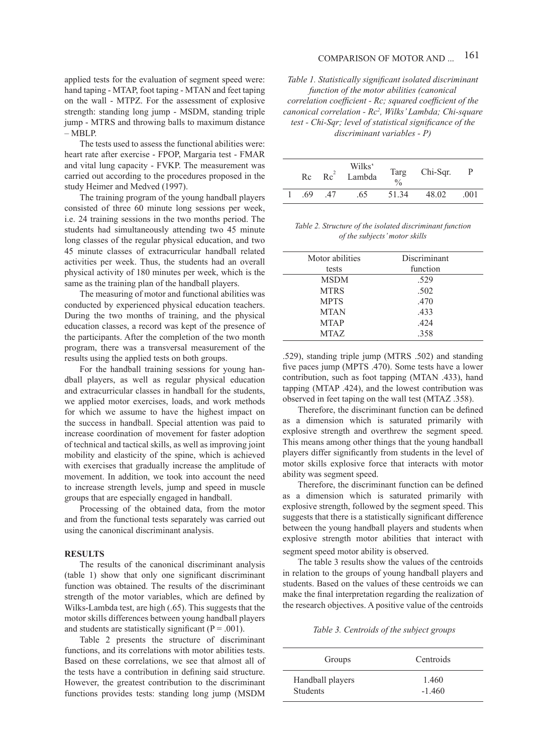applied tests for the evaluation of segment speed were: hand taping - MTAP, foot taping - MTAN and feet taping on the wall - MTPZ. For the assessment of explosive strength: standing long jump - MSDM, standing triple jump - MTRS and throwing balls to maximum distance – MBLP.

The tests used to assess the functional abilities were: heart rate after exercise - FPOP, Margaria test - FMAR and vital lung capacity - FVKP. The measurement was carried out according to the procedures proposed in the study Heimer and Medved (1997).

The training program of the young handball players consisted of three 60 minute long sessions per week, i.e. 24 training sessions in the two months period. The students had simultaneously attending two 45 minute long classes of the regular physical education, and two 45 minute classes of extracurricular handball related activities per week. Thus, the students had an overall physical activity of 180 minutes per week, which is the same as the training plan of the handball players.

The measuring of motor and functional abilities was conducted by experienced physical education teachers. During the two months of training, and the physical education classes, a record was kept of the presence of the participants. After the completion of the two month program, there was a transversal measurement of the results using the applied tests on both groups.

For the handball training sessions for young handball players, as well as regular physical education and extracurricular classes in handball for the students, we applied motor exercises, loads, and work methods for which we assume to have the highest impact on the success in handball. Special attention was paid to increase coordination of movement for faster adoption of technical and tactical skills, as well as improving joint mobility and elasticity of the spine, which is achieved with exercises that gradually increase the amplitude of movement. In addition, we took into account the need to increase strength levels, jump and speed in muscle groups that are especially engaged in handball.

Processing of the obtained data, from the motor and from the functional tests separately was carried out using the canonical discriminant analysis.

## RESULTS

The results of the canonical discriminant analysis (table 1) show that only one significant discriminant function was obtained. The results of the discriminant strength of the motor variables, which are defined by Wilks-Lambda test, are high (.65). This suggests that the motor skills differences between young handball players and students are statistically significant (P = .001).

Table 2 presents the structure of discriminant functions, and its correlations with motor abilities tests. Based on these correlations, we see that almost all of the tests have a contribution in defining said structure. However, the greatest contribution to the discriminant functions provides tests: standing long jump (MSDM .529), standing triple jump (MTRS .502) and standing five paces jump (MPTS .470). Some tests have a lower contribution, such as foot tapping (MTAN .433), hand tapping (MTAP .424), and the lowest contribution was observed in feet taping on the wall test (MTAZ .358).

*Table 1. Statistically significant isolated discriminant function of the motor abilities (canonical correlation coefficient - Rc; squared coefficient of the canonical correlation - $Rc^2$, Wilks' Lambda; Chi-square test - Chi-Sqr; level of statistical significance of the discriminant variables - P)*

| | Rc | $Rc^2$ | Wilks' Lambda | Targ % | Chi-Sqr. | P |
|---|---|---|---|---|---|---|
| 1 | .69 | .47 | .65 | 51.34 | 48.02 | .001 |

*Table 2. Structure of the isolated discriminant function of the subjects' motor skills*

| Motor abilities tests | Discriminant function |
|---|---|
| MSDM | .529 |
| MTRS | .502 |
| MPTS | .470 |
| MTAN | .433 |
| MTAP | .424 |
| MTAZ | .358 |

Therefore, the discriminant function can be defined as a dimension which is saturated primarily with explosive strength and overthrew the segment speed. This means among other things that the young handball players differ significantly from students in the level of motor skills explosive force that interacts with motor ability was segment speed.

Therefore, the discriminant function can be defined as a dimension which is saturated primarily with explosive strength, followed by the segment speed. This suggests that there is a statistically significant difference between the young handball players and students when explosive strength motor abilities that interact with segment speed motor ability is observed.

The table 3 results show the values of the centroids in relation to the groups of young handball players and students. Based on the values of these centroids we can make the final interpretation regarding the realization of the research objectives. A positive value of the centroids

*Table 3. Centroids of the subject groups*

| Groups | Centroids |
|---|---|
| Handball players | 1.460 |
| Students | -1.460 |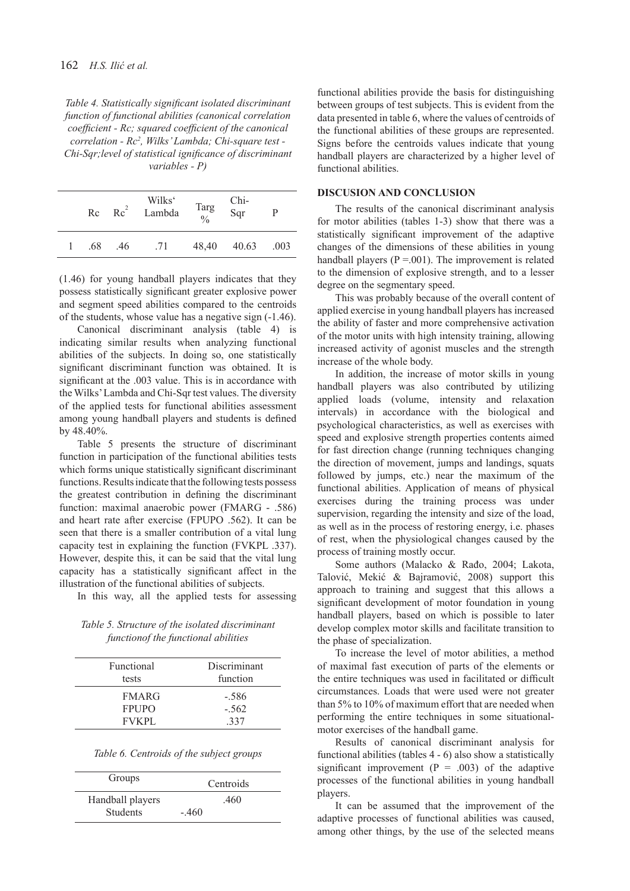*Table 4. Statistically significant isolated discriminant function of functional abilities (canonical correlation coefficient - Rc; squared coefficient of the canonical correlation - $Rc^2$, Wilks' Lambda; Chi-square test - Chi-Sqr;level of statistical significance of discriminant variables - P)*

| | Rc | $Rc^2$ | Wilks' Lambda | Targ % | Chi-Sqr | P |
|---|---|---|---|---|---|---|
| 1 | .68 | .46 | .71 | 48,40 | 40.63 | .003 |

(1.46) for young handball players indicates that they possess statistically significant greater explosive power and segment speed abilities compared to the centroids of the students, whose value has a negative sign (-1.46).

Canonical discriminant analysis (table 4) is indicating similar results when analyzing functional abilities of the subjects. In doing so, one statistically significant discriminant function was obtained. It is significant at the .003 value. This is in accordance with the Wilks' Lambda and Chi-Sqr test values. The diversity of the applied tests for functional abilities assessment among young handball players and students is defined by 48.40%.

Table 5 presents the structure of discriminant function in participation of the functional abilities tests which forms unique statistically significant discriminant functions. Results indicate that the following tests possess the greatest contribution in defining the discriminant function: maximal anaerobic power (FMARG - .586) and heart rate after exercise (FPUPO .562). It can be seen that there is a smaller contribution of a vital lung capacity test in explaining the function (FVKPL .337). However, despite this, it can be said that the vital lung capacity has a statistically significant affect in the illustration of the functional abilities of subjects.

In this way, all the applied tests for assessing functional abilities provide the basis for distinguishing between groups of test subjects. This is evident from the data presented in table 6, where the values of centroids of the functional abilities of these groups are represented. Signs before the centroids values indicate that young handball players are characterized by a higher level of functional abilities.

*Table 5. Structure of the isolated discriminant functionof the functional abilities*

| Functional tests | Discriminant function |
|---|---|
| FMARG | -.586 |
| FPUPO | -.562 |
| FVKPL | .337 |

*Table 6. Centroids of the subject groups*

| Groups | Centroids |
|---|---|
| Handball players | .460 |
| Students | -.460 |

## DISCUSION AND CONCLUSION

The results of the canonical discriminant analysis for motor abilities (tables 1-3) show that there was a statistically significant improvement of the adaptive changes of the dimensions of these abilities in young handball players (P =.001). The improvement is related to the dimension of explosive strength, and to a lesser degree on the segmentary speed.

This was probably because of the overall content of applied exercise in young handball players has increased the ability of faster and more comprehensive activation of the motor units with high intensity training, allowing increased activity of agonist muscles and the strength increase of the whole body.

In addition, the increase of motor skills in young handball players was also contributed by utilizing applied loads (volume, intensity and relaxation intervals) in accordance with the biological and psychological characteristics, as well as exercises with speed and explosive strength properties contents aimed for fast direction change (running techniques changing the direction of movement, jumps and landings, squats followed by jumps, etc.) near the maximum of the functional abilities. Application of means of physical exercises during the training process was under supervision, regarding the intensity and size of the load, as well as in the process of restoring energy, i.e. phases of rest, when the physiological changes caused by the process of training mostly occur.

Some authors (Malacko & Rađo, 2004; Lakota, Talović, Mekić & Bajramović, 2008) support this approach to training and suggest that this allows a significant development of motor foundation in young handball players, based on which is possible to later develop complex motor skills and facilitate transition to the phase of specialization.

To increase the level of motor abilities, a method of maximal fast execution of parts of the elements or the entire techniques was used in facilitated or difficult circumstances. Loads that were used were not greater than 5% to 10% of maximum effort that are needed when performing the entire techniques in some situational-motor exercises of the handball game.

Results of canonical discriminant analysis for functional abilities (tables 4 - 6) also show a statistically significant improvement (P = .003) of the adaptive processes of the functional abilities in young handball players.

It can be assumed that the improvement of the adaptive processes of functional abilities was caused, among other things, by the use of the selected means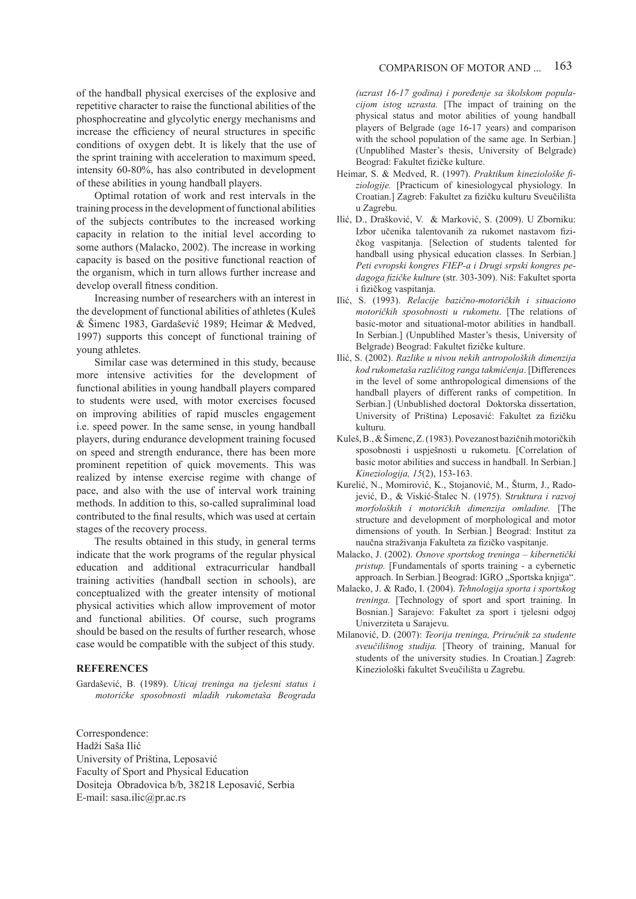of the handball physical exercises of the explosive and repetitive character to raise the functional abilities of the phosphocreatine and glycolytic energy mechanisms and increase the efficiency of neural structures in specific conditions of oxygen debt. It is likely that the use of the sprint training with acceleration to maximum speed, intensity 60-80%, has also contributed in development of these abilities in young handball players.

Optimal rotation of work and rest intervals in the training process in the development of functional abilities of the subjects contributes to the increased working capacity in relation to the initial level according to some authors (Malacko, 2002). The increase in working capacity is based on the positive functional reaction of the organism, which in turn allows further increase and develop overall fitness condition.

Increasing number of researchers with an interest in the development of functional abilities of athletes (Kuleš & Šimenc 1983, Gardašević 1989; Heimar & Medved, 1997) supports this concept of functional training of young athletes.

Similar case was determined in this study, because more intensive activities for the development of functional abilities in young handball players compared to students were used, with motor exercises focused on improving abilities of rapid muscles engagement i.e. speed power. In the same sense, in young handball players, during endurance development training focused on speed and strength endurance, there has been more prominent repetition of quick movements. This was realized by intense exercise regime with change of pace, and also with the use of interval work training methods. In addition to this, so-called supraliminal load contributed to the final results, which was used at certain stages of the recovery process.

The results obtained in this study, in general terms indicate that the work programs of the regular physical education and additional extracurricular handball training activities (handball section in schools), are conceptualized with the greater intensity of motional physical activities which allow improvement of motor and functional abilities. Of course, such programs should be based on the results of further research, whose case would be compatible with the subject of this study.

## REFERENCES

Gardašević, B. (1989). *Uticaj treninga na tjelesni status i motoričke sposobnosti mladih rukometaša Beograda (uzrast 16-17 godina) i poređenje sa školskom populacijom istog uzrasta.* [The impact of training on the physical status and motor abilities of young handball players of Belgrade (age 16-17 years) and comparison with the school population of the same age. In Serbian.] (Unpublihed Master's thesis, University of Belgrade) Beograd: Fakultet fizičke kulture.

Heimar, S. & Medved, R. (1997). *Praktikum kineziološke fiziologije.* [Practicum of kinesiologycal physiology. In Croatian.] Zagreb: Fakultet za fizičku kulturu Sveučilišta u Zagrebu.

Ilić, D., Drašković, V. & Marković, S. (2009). U Zborniku: Izbor učenika talentovanih za rukomet nastavom fizičkog vaspitanja. [Selection of students talented for handball using physical education classes. In Serbian.] *Peti evropski kongres FIEP-a i Drugi srpski kongres pedagoga fizičke kulture* (str. 303-309). Niš: Fakultet sporta i fizičkog vaspitanja.

Ilić, S. (1993). *Relacije bazično-motoričkih i situaciono motoričkih sposobnosti u rukometu.* [The relations of basic-motor and situational-motor abilities in handball. In Serbian.] (Unpublihed Master's thesis, University of Belgrade) Beograd: Fakultet fizičke kulture.

Ilić, S. (2002). *Razlike u nivou nekih antropoloških dimenzija kod rukometaša različitog ranga takmičenja*. [Differences in the level of some anthropological dimensions of the handball players of different ranks of competition. In Serbian.] (Unbublished doctoral Doktorska dissertation, University of Priština) Leposavić: Fakultet za fizičku kulturu.

Kuleš, B., & Šimenc, Z. (1983). Povezanost bazičnih motoričkih sposobnosti i uspješnosti u rukometu. [Correlation of basic motor abilities and success in handball. In Serbian.] *Kineziologija, 15*(2), 153-163.

Kurelić, N., Momirović, K., Stojanović, M., Šturm, J., Radojević, Đ., & Viskić-Štalec N. (1975). S*truktura i razvoj morfoloških i motoričkih dimenzija omladine.* [The structure and development of morphological and motor dimensions of youth. In Serbian.] Beograd: Institut za naučna straživanja Fakulteta za fizičko vaspitanje.

Malacko, J. (2002). *Osnove sportskog treninga – kibernetički pristup.* [Fundamentals of sports training - a cybernetic approach. In Serbian.] Beograd: IGRO „Sportska knjiga".

Malacko, J. & Rađo, I. (2004). *Tehnologija sporta i sportskog treninga.* [Technology of sport and sport training. In Bosnian.] Sarajevo: Fakultet za sport i tjelesni odgoj Univerziteta u Sarajevu.

Milanović, D. (2007): *Teorija treninga, Priručnik za studente sveučilišnog studija.* [Theory of training, Manual for students of the university studies. In Croatian.] Zagreb: Kineziološki fakultet Sveučilišta u Zagrebu.

Correspondence:
Hadži Saša Ilić
University of Priština, Leposavić
Faculty of Sport and Physical Education
Dositeja Obradovica b/b, 38218 Leposavić, Serbia
E-mail: sasa.ilic@pr.ac.rs